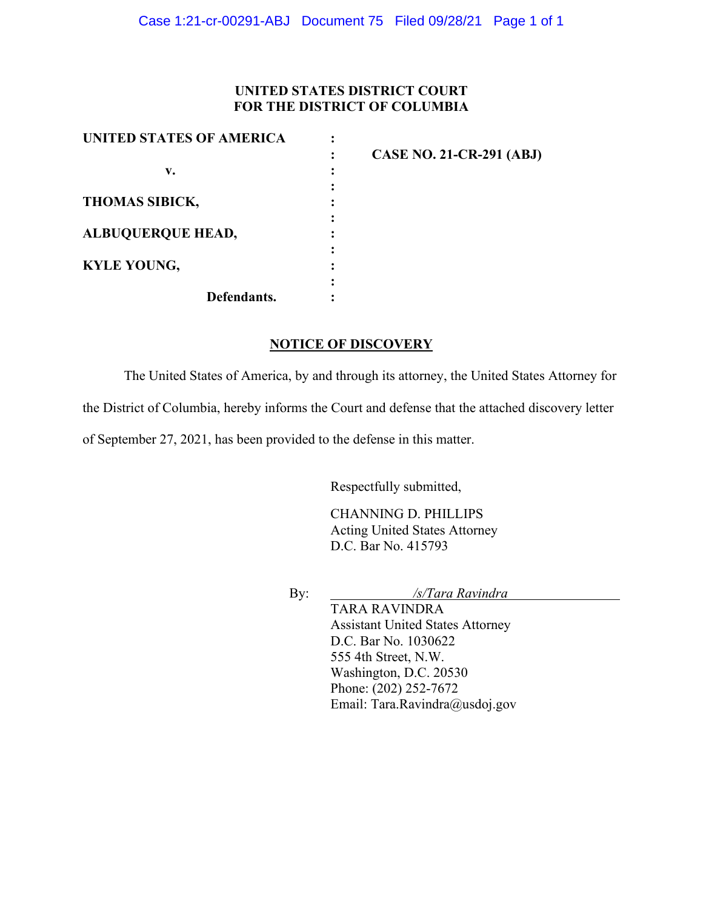**UNITED STATES DISTRICT COURT**
**FOR THE DISTRICT OF COLUMBIA**

| | | |
|---|---|---|
| **UNITED STATES OF AMERICA** | : | |
| | : | **CASE NO. 21-CR-291 (ABJ)** |
| **v.** | : | |
| | : | |
| **THOMAS SIBICK,** | : | |
| | : | |
| **ALBUQUERQUE HEAD,** | : | |
| | : | |
| **KYLE YOUNG,** | : | |
| | : | |
| **Defendants.** | : | |

**NOTICE OF DISCOVERY**

The United States of America, by and through its attorney, the United States Attorney for the District of Columbia, hereby informs the Court and defense that the attached discovery letter of September 27, 2021, has been provided to the defense in this matter.

Respectfully submitted,

CHANNING D. PHILLIPS
Acting United States Attorney
D.C. Bar No. 415793

By: *_/s/Tara Ravindra_*
TARA RAVINDRA
Assistant United States Attorney
D.C. Bar No. 1030622
555 4th Street, N.W.
Washington, D.C. 20530
Phone: (202) 252-7672
Email: Tara.Ravindra@usdoj.gov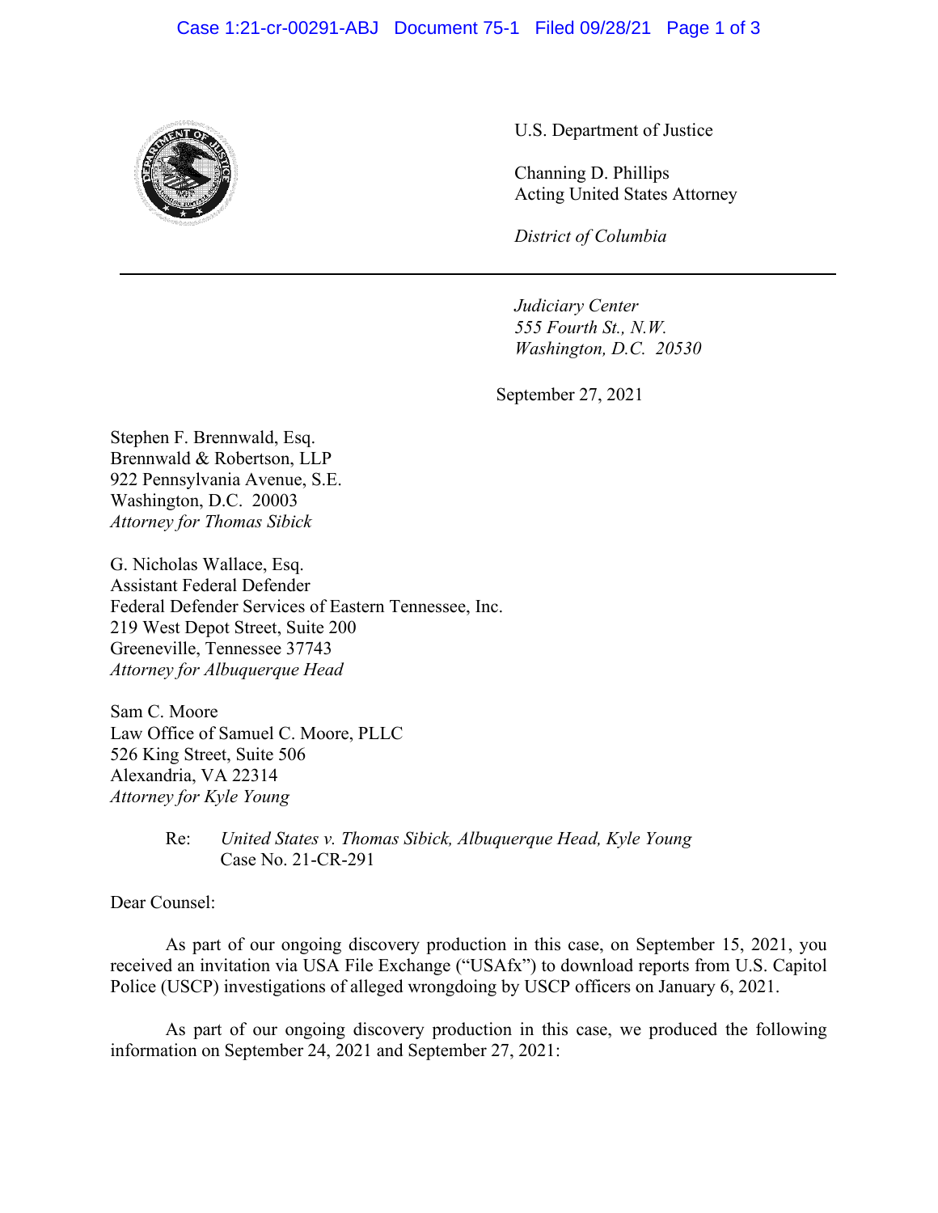U.S. Department of Justice

Channing D. Phillips
Acting United States Attorney

*District of Columbia*

---

*Judiciary Center*
*555 Fourth St., N.W.*
*Washington, D.C. 20530*

September 27, 2021

Stephen F. Brennwald, Esq.
Brennwald & Robertson, LLP
922 Pennsylvania Avenue, S.E.
Washington, D.C. 20003
*Attorney for Thomas Sibick*

G. Nicholas Wallace, Esq.
Assistant Federal Defender
Federal Defender Services of Eastern Tennessee, Inc.
219 West Depot Street, Suite 200
Greeneville, Tennessee 37743
*Attorney for Albuquerque Head*

Sam C. Moore
Law Office of Samuel C. Moore, PLLC
526 King Street, Suite 506
Alexandria, VA 22314
*Attorney for Kyle Young*

Re: *United States v. Thomas Sibick, Albuquerque Head, Kyle Young*
Case No. 21-CR-291

Dear Counsel:

As part of our ongoing discovery production in this case, on September 15, 2021, you received an invitation via USA File Exchange ("USAfx") to download reports from U.S. Capitol Police (USCP) investigations of alleged wrongdoing by USCP officers on January 6, 2021.

As part of our ongoing discovery production in this case, we produced the following information on September 24, 2021 and September 27, 2021: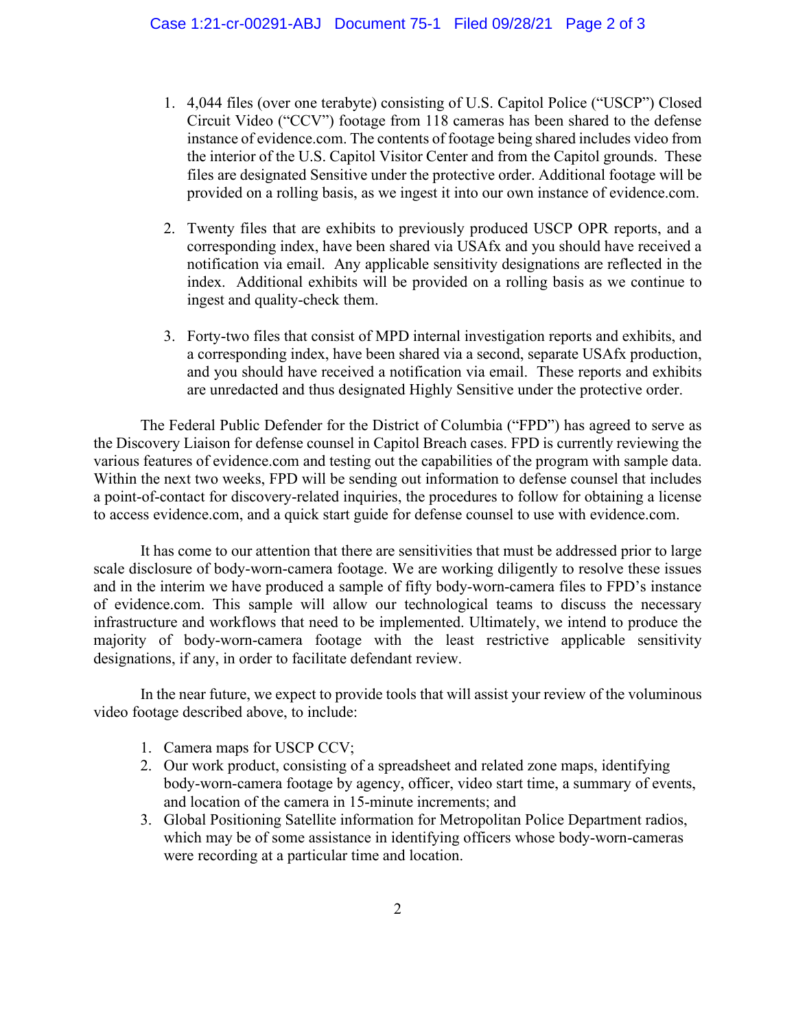1. 4,044 files (over one terabyte) consisting of U.S. Capitol Police ("USCP") Closed Circuit Video ("CCV") footage from 118 cameras has been shared to the defense instance of evidence.com. The contents of footage being shared includes video from the interior of the U.S. Capitol Visitor Center and from the Capitol grounds. These files are designated Sensitive under the protective order. Additional footage will be provided on a rolling basis, as we ingest it into our own instance of evidence.com.

2. Twenty files that are exhibits to previously produced USCP OPR reports, and a corresponding index, have been shared via USAfx and you should have received a notification via email. Any applicable sensitivity designations are reflected in the index. Additional exhibits will be provided on a rolling basis as we continue to ingest and quality-check them.

3. Forty-two files that consist of MPD internal investigation reports and exhibits, and a corresponding index, have been shared via a second, separate USAfx production, and you should have received a notification via email. These reports and exhibits are unredacted and thus designated Highly Sensitive under the protective order.

The Federal Public Defender for the District of Columbia ("FPD") has agreed to serve as the Discovery Liaison for defense counsel in Capitol Breach cases. FPD is currently reviewing the various features of evidence.com and testing out the capabilities of the program with sample data. Within the next two weeks, FPD will be sending out information to defense counsel that includes a point-of-contact for discovery-related inquiries, the procedures to follow for obtaining a license to access evidence.com, and a quick start guide for defense counsel to use with evidence.com.

It has come to our attention that there are sensitivities that must be addressed prior to large scale disclosure of body-worn-camera footage. We are working diligently to resolve these issues and in the interim we have produced a sample of fifty body-worn-camera files to FPD's instance of evidence.com. This sample will allow our technological teams to discuss the necessary infrastructure and workflows that need to be implemented. Ultimately, we intend to produce the majority of body-worn-camera footage with the least restrictive applicable sensitivity designations, if any, in order to facilitate defendant review.

In the near future, we expect to provide tools that will assist your review of the voluminous video footage described above, to include:

1. Camera maps for USCP CCV;
2. Our work product, consisting of a spreadsheet and related zone maps, identifying body-worn-camera footage by agency, officer, video start time, a summary of events, and location of the camera in 15-minute increments; and
3. Global Positioning Satellite information for Metropolitan Police Department radios, which may be of some assistance in identifying officers whose body-worn-cameras were recording at a particular time and location.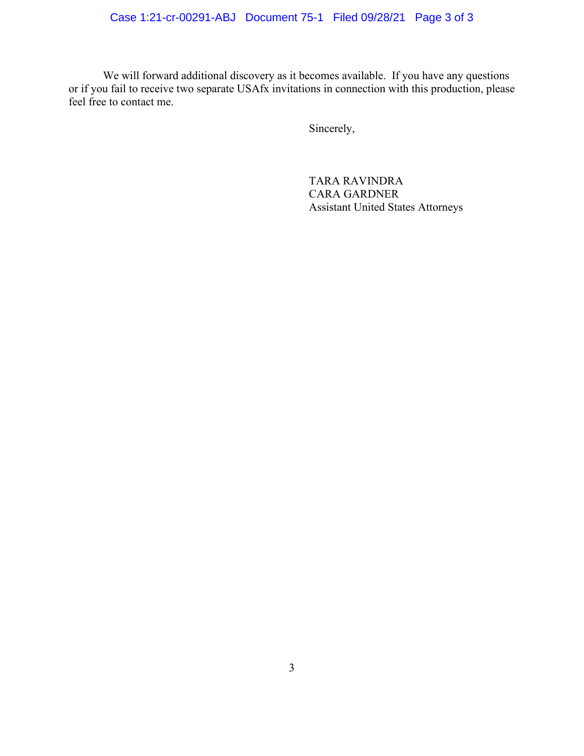We will forward additional discovery as it becomes available. If you have any questions or if you fail to receive two separate USAfx invitations in connection with this production, please feel free to contact me.

Sincerely,

TARA RAVINDRA
CARA GARDNER
Assistant United States Attorneys